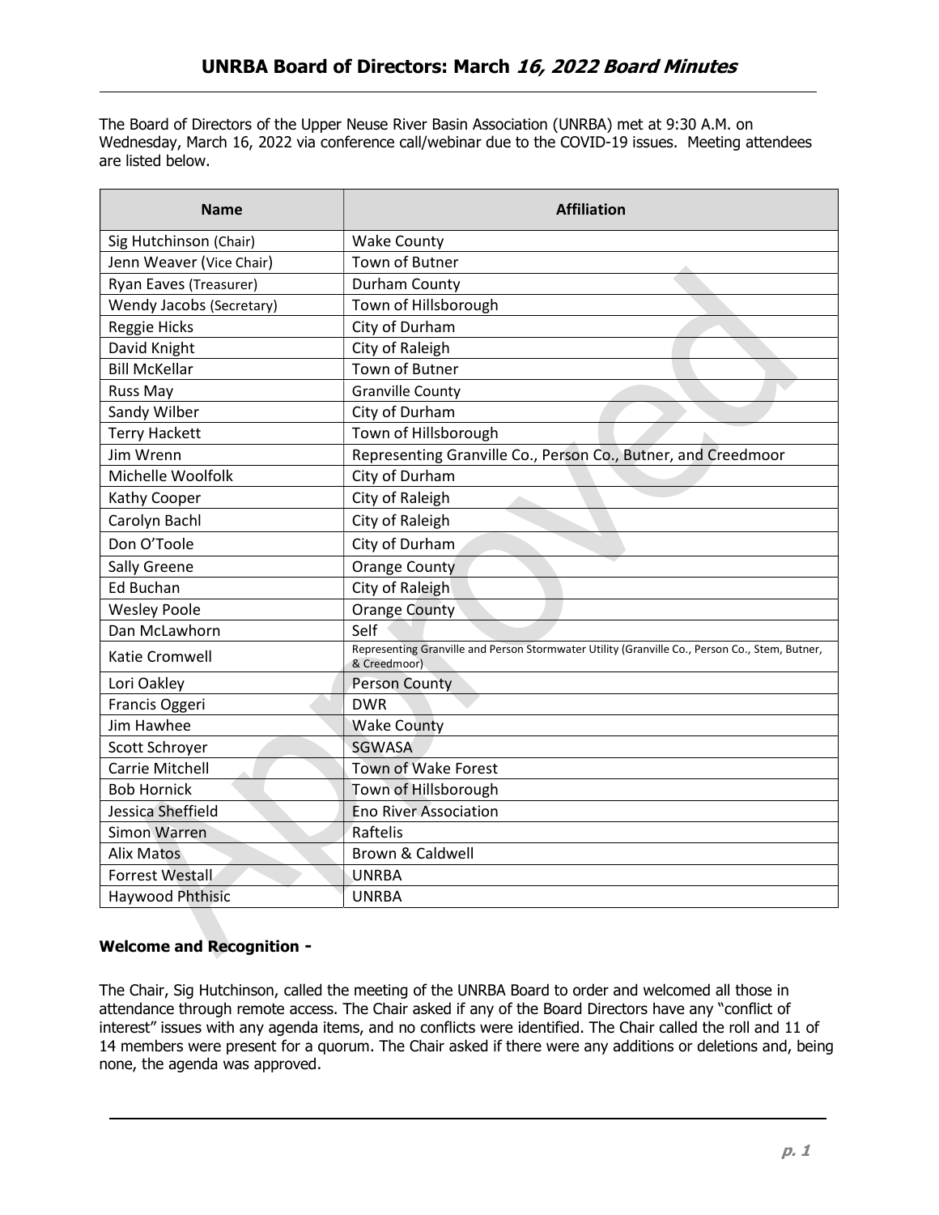# UNRBA Board of Directors: March *16, 2022 Board Minutes*

The Board of Directors of the Upper Neuse River Basin Association (UNRBA) met at 9:30 A.M. on Wednesday, March 16, 2022 via conference call/webinar due to the COVID-19 issues. Meeting attendees are listed below.

| Name | Affiliation |
|---|---|
| Sig Hutchinson (Chair) | Wake County |
| Jenn Weaver (Vice Chair) | Town of Butner |
| Ryan Eaves (Treasurer) | Durham County |
| Wendy Jacobs (Secretary) | Town of Hillsborough |
| Reggie Hicks | City of Durham |
| David Knight | City of Raleigh |
| Bill McKellar | Town of Butner |
| Russ May | Granville County |
| Sandy Wilber | City of Durham |
| Terry Hackett | Town of Hillsborough |
| Jim Wrenn | Representing Granville Co., Person Co., Butner, and Creedmoor |
| Michelle Woolfolk | City of Durham |
| Kathy Cooper | City of Raleigh |
| Carolyn Bachl | City of Raleigh |
| Don O'Toole | City of Durham |
| Sally Greene | Orange County |
| Ed Buchan | City of Raleigh |
| Wesley Poole | Orange County |
| Dan McLawhorn | Self |
| Katie Cromwell | Representing Granville and Person Stormwater Utility (Granville Co., Person Co., Stem, Butner, & Creedmoor) |
| Lori Oakley | Person County |
| Francis Oggeri | DWR |
| Jim Hawhee | Wake County |
| Scott Schroyer | SGWASA |
| Carrie Mitchell | Town of Wake Forest |
| Bob Hornick | Town of Hillsborough |
| Jessica Sheffield | Eno River Association |
| Simon Warren | Raftelis |
| Alix Matos | Brown & Caldwell |
| Forrest Westall | UNRBA |
| Haywood Phthisic | UNRBA |

**Welcome and Recognition -**

The Chair, Sig Hutchinson, called the meeting of the UNRBA Board to order and welcomed all those in attendance through remote access. The Chair asked if any of the Board Directors have any "conflict of interest" issues with any agenda items, and no conflicts were identified. The Chair called the roll and 11 of 14 members were present for a quorum. The Chair asked if there were any additions or deletions and, being none, the agenda was approved.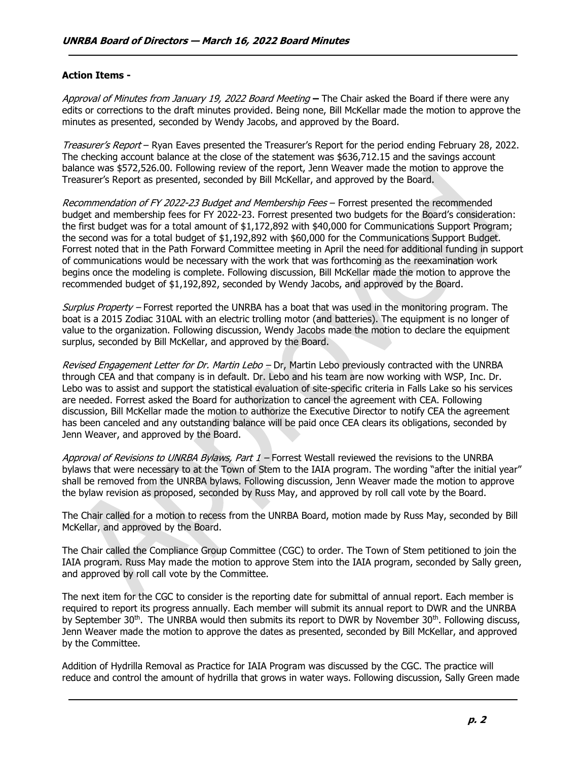**Action Items -**

*Approval of Minutes from January 19, 2022 Board Meeting* **–** The Chair asked the Board if there were any edits or corrections to the draft minutes provided. Being none, Bill McKellar made the motion to approve the minutes as presented, seconded by Wendy Jacobs, and approved by the Board.

*Treasurer's Report* – Ryan Eaves presented the Treasurer's Report for the period ending February 28, 2022. The checking account balance at the close of the statement was $636,712.15 and the savings account balance was $572,526.00. Following review of the report, Jenn Weaver made the motion to approve the Treasurer's Report as presented, seconded by Bill McKellar, and approved by the Board.

*Recommendation of FY 2022-23 Budget and Membership Fees* – Forrest presented the recommended budget and membership fees for FY 2022-23. Forrest presented two budgets for the Board's consideration: the first budget was for a total amount of $1,172,892 with $40,000 for Communications Support Program; the second was for a total budget of $1,192,892 with $60,000 for the Communications Support Budget. Forrest noted that in the Path Forward Committee meeting in April the need for additional funding in support of communications would be necessary with the work that was forthcoming as the reexamination work begins once the modeling is complete. Following discussion, Bill McKellar made the motion to approve the recommended budget of $1,192,892, seconded by Wendy Jacobs, and approved by the Board.

*Surplus Property* – Forrest reported the UNRBA has a boat that was used in the monitoring program. The boat is a 2015 Zodiac 310AL with an electric trolling motor (and batteries). The equipment is no longer of value to the organization. Following discussion, Wendy Jacobs made the motion to declare the equipment surplus, seconded by Bill McKellar, and approved by the Board.

*Revised Engagement Letter for Dr. Martin Lebo* – Dr, Martin Lebo previously contracted with the UNRBA through CEA and that company is in default. Dr. Lebo and his team are now working with WSP, Inc. Dr. Lebo was to assist and support the statistical evaluation of site-specific criteria in Falls Lake so his services are needed. Forrest asked the Board for authorization to cancel the agreement with CEA. Following discussion, Bill McKellar made the motion to authorize the Executive Director to notify CEA the agreement has been canceled and any outstanding balance will be paid once CEA clears its obligations, seconded by Jenn Weaver, and approved by the Board.

*Approval of Revisions to UNRBA Bylaws, Part 1* – Forrest Westall reviewed the revisions to the UNRBA bylaws that were necessary to at the Town of Stem to the IAIA program. The wording "after the initial year" shall be removed from the UNRBA bylaws. Following discussion, Jenn Weaver made the motion to approve the bylaw revision as proposed, seconded by Russ May, and approved by roll call vote by the Board.

The Chair called for a motion to recess from the UNRBA Board, motion made by Russ May, seconded by Bill McKellar, and approved by the Board.

The Chair called the Compliance Group Committee (CGC) to order. The Town of Stem petitioned to join the IAIA program. Russ May made the motion to approve Stem into the IAIA program, seconded by Sally green, and approved by roll call vote by the Committee.

The next item for the CGC to consider is the reporting date for submittal of annual report. Each member is required to report its progress annually. Each member will submit its annual report to DWR and the UNRBA by September 30th. The UNRBA would then submits its report to DWR by November 30th. Following discuss, Jenn Weaver made the motion to approve the dates as presented, seconded by Bill McKellar, and approved by the Committee.

Addition of Hydrilla Removal as Practice for IAIA Program was discussed by the CGC. The practice will reduce and control the amount of hydrilla that grows in water ways. Following discussion, Sally Green made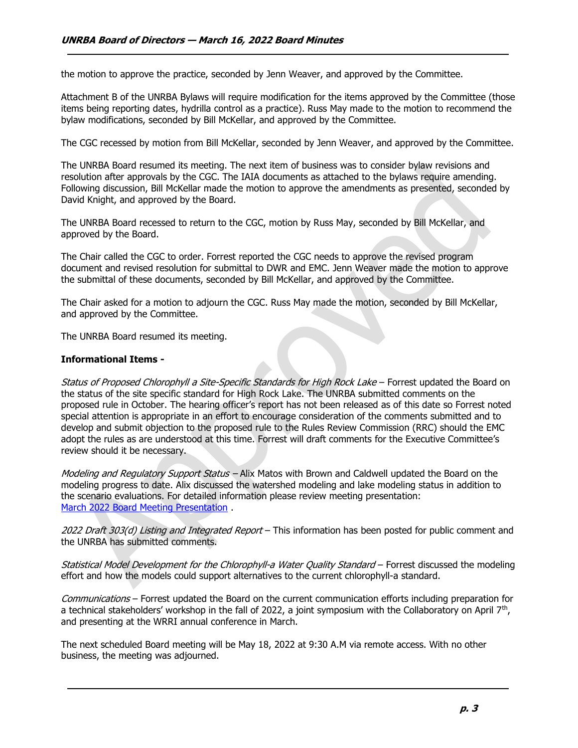the motion to approve the practice, seconded by Jenn Weaver, and approved by the Committee.

Attachment B of the UNRBA Bylaws will require modification for the items approved by the Committee (those items being reporting dates, hydrilla control as a practice). Russ May made to the motion to recommend the bylaw modifications, seconded by Bill McKellar, and approved by the Committee.

The CGC recessed by motion from Bill McKellar, seconded by Jenn Weaver, and approved by the Committee.

The UNRBA Board resumed its meeting. The next item of business was to consider bylaw revisions and resolution after approvals by the CGC. The IAIA documents as attached to the bylaws require amending. Following discussion, Bill McKellar made the motion to approve the amendments as presented, seconded by David Knight, and approved by the Board.

The UNRBA Board recessed to return to the CGC, motion by Russ May, seconded by Bill McKellar, and approved by the Board.

The Chair called the CGC to order. Forrest reported the CGC needs to approve the revised program document and revised resolution for submittal to DWR and EMC. Jenn Weaver made the motion to approve the submittal of these documents, seconded by Bill McKellar, and approved by the Committee.

The Chair asked for a motion to adjourn the CGC. Russ May made the motion, seconded by Bill McKellar, and approved by the Committee.

The UNRBA Board resumed its meeting.

**Informational Items -**

*Status of Proposed Chlorophyll a Site-Specific Standards for High Rock Lake* – Forrest updated the Board on the status of the site specific standard for High Rock Lake. The UNRBA submitted comments on the proposed rule in October. The hearing officer's report has not been released as of this date so Forrest noted special attention is appropriate in an effort to encourage consideration of the comments submitted and to develop and submit objection to the proposed rule to the Rules Review Commission (RRC) should the EMC adopt the rules as are understood at this time. Forrest will draft comments for the Executive Committee's review should it be necessary.

*Modeling and Regulatory Support Status* – Alix Matos with Brown and Caldwell updated the Board on the modeling progress to date. Alix discussed the watershed modeling and lake modeling status in addition to the scenario evaluations. For detailed information please review meeting presentation: March 2022 Board Meeting Presentation .

*2022 Draft 303(d) Listing and Integrated Report* – This information has been posted for public comment and the UNRBA has submitted comments.

*Statistical Model Development for the Chlorophyll-a Water Quality Standard* – Forrest discussed the modeling effort and how the models could support alternatives to the current chlorophyll-a standard.

*Communications* – Forrest updated the Board on the current communication efforts including preparation for a technical stakeholders' workshop in the fall of 2022, a joint symposium with the Collaboratory on April 7th, and presenting at the WRRI annual conference in March.

The next scheduled Board meeting will be May 18, 2022 at 9:30 A.M via remote access. With no other business, the meeting was adjourned.